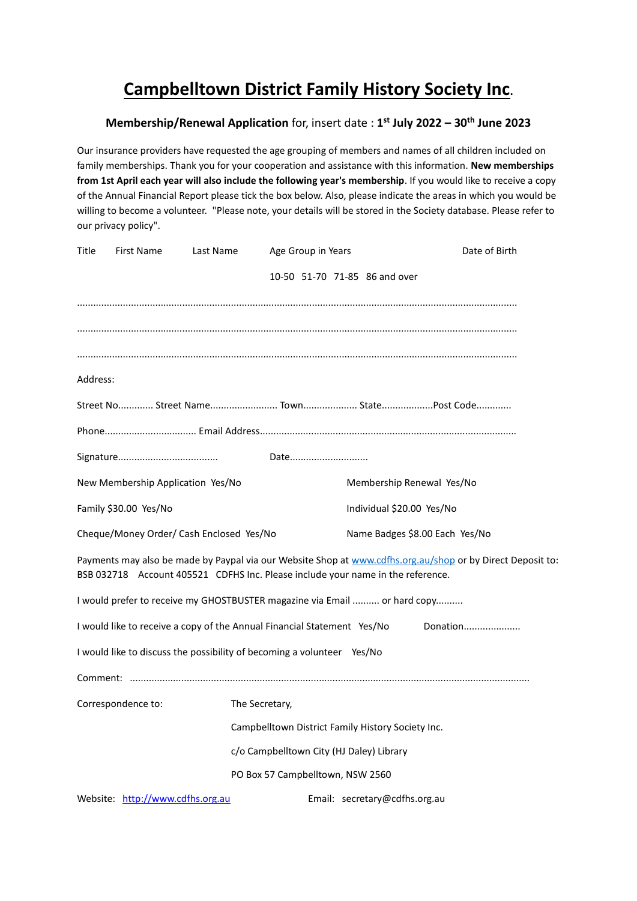# Campbelltown District Family History Society Inc.

**Membership/Renewal Application** for, insert date : **1st July 2022 – 30th June 2023**

Our insurance providers have requested the age grouping of members and names of all children included on family memberships. Thank you for your cooperation and assistance with this information. **New memberships from 1st April each year will also include the following year's membership**. If you would like to receive a copy of the Annual Financial Report please tick the box below. Also, please indicate the areas in which you would be willing to become a volunteer. "Please note, your details will be stored in the Society database. Please refer to our privacy policy".

Title First Name Last Name Age Group in Years Date of Birth

10-50 51-70 71-85 86 and over

.................................................................................................................................................

.................................................................................................................................................

.................................................................................................................................................

Address:

Street No............ Street Name......................... Town.................... State...................Post Code............

Phone................................. Email Address..............................................................................................

Signature.................................... Date............................

New Membership Application Yes/No Membership Renewal Yes/No

Family $30.00 Yes/No Individual $20.00 Yes/No

Cheque/Money Order/ Cash Enclosed Yes/No Name Badges $8.00 Each Yes/No

Payments may also be made by Paypal via our Website Shop at www.cdfhs.org.au/shop or by Direct Deposit to: BSB 032718 Account 405521 CDFHS Inc. Please include your name in the reference.

I would prefer to receive my GHOSTBUSTER magazine via Email .......... or hard copy..........

I would like to receive a copy of the Annual Financial Statement Yes/No Donation.....................

I would like to discuss the possibility of becoming a volunteer Yes/No

Comment: ..................................................................................................................................................

Correspondence to:

The Secretary,

Campbelltown District Family History Society Inc.

c/o Campbelltown City (HJ Daley) Library

PO Box 57 Campbelltown, NSW 2560

Website: http://www.cdfhs.org.au Email: secretary@cdfhs.org.au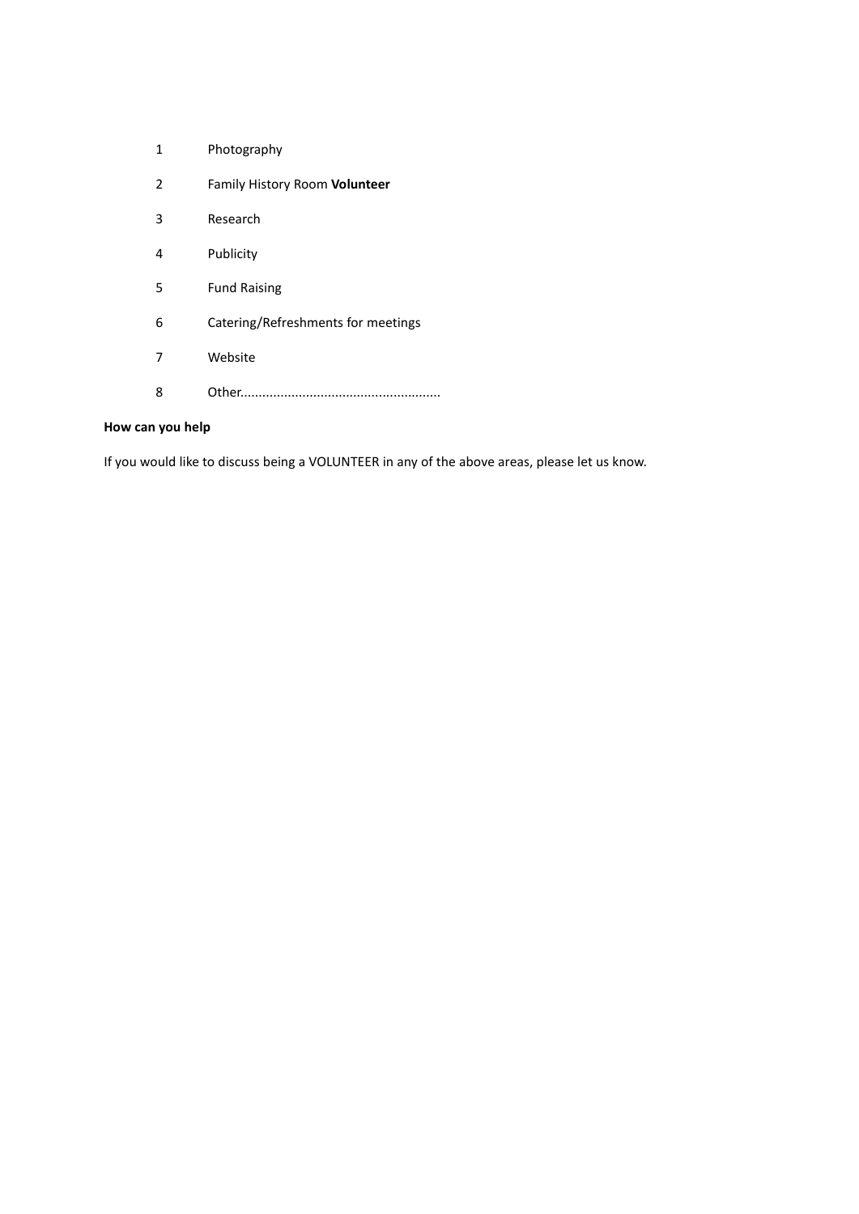1 Photography

2 Family History Room **Volunteer**

3 Research

4 Publicity

5 Fund Raising

6 Catering/Refreshments for meetings

7 Website

8 Other......................................................

**How can you help**

If you would like to discuss being a VOLUNTEER in any of the above areas, please let us know.